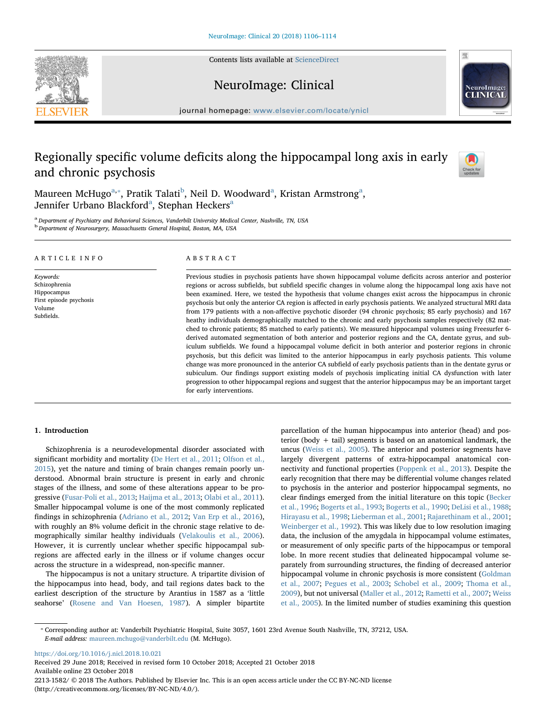# Regionally specific volume deficits along the hippocampal long axis in early and chronic psychosis

Maureen McHugo[a,*], Pratik Talati[b], Neil D. Woodward[a], Kristan Armstrong[a], Jennifer Urbano Blackford[a], Stephan Heckers[a]

[a] Department of Psychiatry and Behavioral Sciences, Vanderbilt University Medical Center, Nashville, TN, USA
[b] Department of Neurosurgery, Massachusetts General Hospital, Boston, MA, USA

## ARTICLE INFO

*Keywords:*
Schizophrenia
Hippocampus
First episode psychosis
Volume
Subfields.

## ABSTRACT

Previous studies in psychosis patients have shown hippocampal volume deficits across anterior and posterior regions or across subfields, but subfield specific changes in volume along the hippocampal long axis have not been examined. Here, we tested the hypothesis that volume changes exist across the hippocampus in chronic psychosis but only the anterior CA region is affected in early psychosis patients. We analyzed structural MRI data from 179 patients with a non-affective psychotic disorder (94 chronic psychosis; 85 early psychosis) and 167 heathy individuals demographically matched to the chronic and early psychosis samples respectively (82 matched to chronic patients; 85 matched to early patients). We measured hippocampal volumes using Freesurfer 6-derived automated segmentation of both anterior and posterior regions and the CA, dentate gyrus, and subiculum subfields. We found a hippocampal volume deficit in both anterior and posterior regions in chronic psychosis, but this deficit was limited to the anterior hippocampus in early psychosis patients. This volume change was more pronounced in the anterior CA subfield of early psychosis patients than in the dentate gyrus or subiculum. Our findings support existing models of psychosis implicating initial CA dysfunction with later progression to other hippocampal regions and suggest that the anterior hippocampus may be an important target for early interventions.

## 1. Introduction

Schizophrenia is a neurodevelopmental disorder associated with significant morbidity and mortality (De Hert et al., 2011; Olfson et al., 2015), yet the nature and timing of brain changes remain poorly understood. Abnormal brain structure is present in early and chronic stages of the illness, and some of these alterations appear to be progressive (Fusar-Poli et al., 2013; Haijma et al., 2013; Olabi et al., 2011). Smaller hippocampal volume is one of the most commonly replicated findings in schizophrenia (Adriano et al., 2012; Van Erp et al., 2016), with roughly an 8% volume deficit in the chronic stage relative to demographically similar healthy individuals (Velakoulis et al., 2006). However, it is currently unclear whether specific hippocampal subregions are affected early in the illness or if volume changes occur across the structure in a widespread, non-specific manner.

The hippocampus is not a unitary structure. A tripartite division of the hippocampus into head, body, and tail regions dates back to the earliest description of the structure by Arantius in 1587 as a 'little seahorse' (Rosene and Van Hoesen, 1987). A simpler bipartite parcellation of the human hippocampus into anterior (head) and posterior (body + tail) segments is based on an anatomical landmark, the uncus (Weiss et al., 2005). The anterior and posterior segments have largely divergent patterns of extra-hippocampal anatomical connectivity and functional properties (Poppenk et al., 2013). Despite the early recognition that there may be differential volume changes related to psychosis in the anterior and posterior hippocampal segments, no clear findings emerged from the initial literature on this topic (Becker et al., 1996; Bogerts et al., 1993; Bogerts et al., 1990; DeLisi et al., 1988; Hirayasu et al., 1998; Lieberman et al., 2001; Rajarethinam et al., 2001; Weinberger et al., 1992). This was likely due to low resolution imaging data, the inclusion of the amygdala in hippocampal volume estimates, or measurement of only specific parts of the hippocampus or temporal lobe. In more recent studies that delineated hippocampal volume separately from surrounding structures, the finding of decreased anterior hippocampal volume in chronic psychosis is more consistent (Goldman et al., 2007; Pegues et al., 2003; Schobel et al., 2009; Thoma et al., 2009), but not universal (Maller et al., 2012; Rametti et al., 2007; Weiss et al., 2005). In the limited number of studies examining this question

\* Corresponding author at: Vanderbilt Psychiatric Hospital, Suite 3057, 1601 23rd Avenue South Nashville, TN, 37212, USA.
*E-mail address:* maureen.mchugo@vanderbilt.edu (M. McHugo).

https://doi.org/10.1016/j.nicl.2018.10.021
Received 29 June 2018; Received in revised form 10 October 2018; Accepted 21 October 2018
Available online 23 October 2018
2213-1582/ © 2018 The Authors. Published by Elsevier Inc. This is an open access article under the CC BY-NC-ND license (http://creativecommons.org/licenses/BY-NC-ND/4.0/).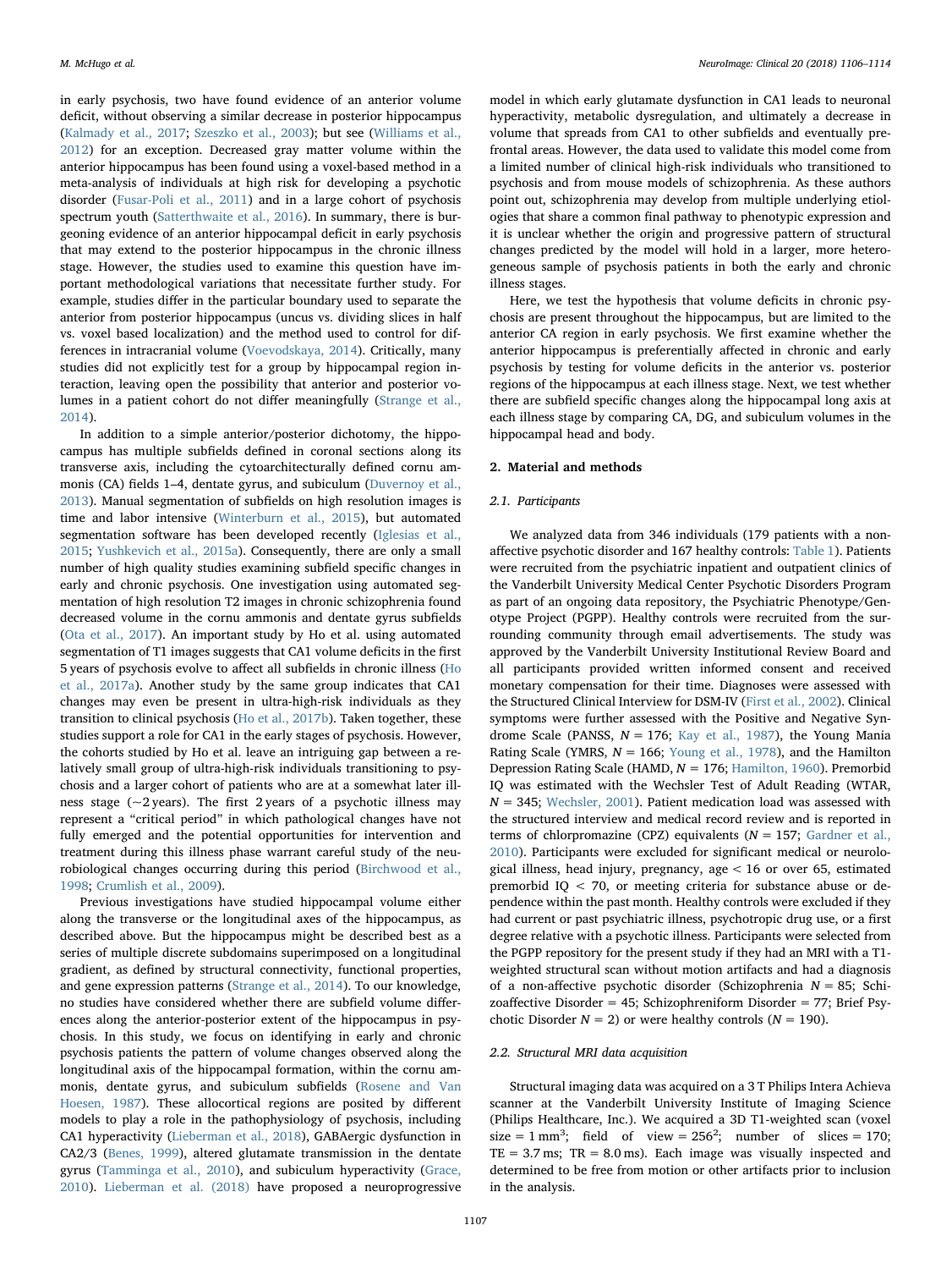in early psychosis, two have found evidence of an anterior volume deficit, without observing a similar decrease in posterior hippocampus (Kalmady et al., 2017; Szeszko et al., 2003); but see (Williams et al., 2012) for an exception. Decreased gray matter volume within the anterior hippocampus has been found using a voxel-based method in a meta-analysis of individuals at high risk for developing a psychotic disorder (Fusar-Poli et al., 2011) and in a large cohort of psychosis spectrum youth (Satterthwaite et al., 2016). In summary, there is burgeoning evidence of an anterior hippocampal deficit in early psychosis that may extend to the posterior hippocampus in the chronic illness stage. However, the studies used to examine this question have important methodological variations that necessitate further study. For example, studies differ in the particular boundary used to separate the anterior from posterior hippocampus (uncus vs. dividing slices in half vs. voxel based localization) and the method used to control for differences in intracranial volume (Voevodskaya, 2014). Critically, many studies did not explicitly test for a group by hippocampal region interaction, leaving open the possibility that anterior and posterior volumes in a patient cohort do not differ meaningfully (Strange et al., 2014).

In addition to a simple anterior/posterior dichotomy, the hippocampus has multiple subfields defined in coronal sections along its transverse axis, including the cytoarchitecturally defined cornu ammonis (CA) fields 1–4, dentate gyrus, and subiculum (Duvernoy et al., 2013). Manual segmentation of subfields on high resolution images is time and labor intensive (Winterburn et al., 2015), but automated segmentation software has been developed recently (Iglesias et al., 2015; Yushkevich et al., 2015a). Consequently, there are only a small number of high quality studies examining subfield specific changes in early and chronic psychosis. One investigation using automated segmentation of high resolution T2 images in chronic schizophrenia found decreased volume in the cornu ammonis and dentate gyrus subfields (Ota et al., 2017). An important study by Ho et al. using automated segmentation of T1 images suggests that CA1 volume deficits in the first 5 years of psychosis evolve to affect all subfields in chronic illness (Ho et al., 2017a). Another study by the same group indicates that CA1 changes may even be present in ultra-high-risk individuals as they transition to clinical psychosis (Ho et al., 2017b). Taken together, these studies support a role for CA1 in the early stages of psychosis. However, the cohorts studied by Ho et al. leave an intriguing gap between a relatively small group of ultra-high-risk individuals transitioning to psychosis and a larger cohort of patients who are at a somewhat later illness stage (~2 years). The first 2 years of a psychotic illness may represent a "critical period" in which pathological changes have not fully emerged and the potential opportunities for intervention and treatment during this illness phase warrant careful study of the neurobiological changes occurring during this period (Birchwood et al., 1998; Crumlish et al., 2009).

Previous investigations have studied hippocampal volume either along the transverse or the longitudinal axes of the hippocampus, as described above. But the hippocampus might be described best as a series of multiple discrete subdomains superimposed on a longitudinal gradient, as defined by structural connectivity, functional properties, and gene expression patterns (Strange et al., 2014). To our knowledge, no studies have considered whether there are subfield volume differences along the anterior-posterior extent of the hippocampus in psychosis. In this study, we focus on identifying in early and chronic psychosis patients the pattern of volume changes observed along the longitudinal axis of the hippocampal formation, within the cornu ammonis, dentate gyrus, and subiculum subfields (Rosene and Van Hoesen, 1987). These allocortical regions are posited by different models to play a role in the pathophysiology of psychosis, including CA1 hyperactivity (Lieberman et al., 2018), GABAergic dysfunction in CA2/3 (Benes, 1999), altered glutamate transmission in the dentate gyrus (Tamminga et al., 2010), and subiculum hyperactivity (Grace, 2010). Lieberman et al. (2018) have proposed a neuroprogressive model in which early glutamate dysfunction in CA1 leads to neuronal hyperactivity, metabolic dysregulation, and ultimately a decrease in volume that spreads from CA1 to other subfields and eventually prefrontal areas. However, the data used to validate this model come from a limited number of clinical high-risk individuals who transitioned to psychosis and from mouse models of schizophrenia. As these authors point out, schizophrenia may develop from multiple underlying etiologies that share a common final pathway to phenotypic expression and it is unclear whether the origin and progressive pattern of structural changes predicted by the model will hold in a larger, more heterogeneous sample of psychosis patients in both the early and chronic illness stages.

Here, we test the hypothesis that volume deficits in chronic psychosis are present throughout the hippocampus, but are limited to the anterior CA region in early psychosis. We first examine whether the anterior hippocampus is preferentially affected in chronic and early psychosis by testing for volume deficits in the anterior vs. posterior regions of the hippocampus at each illness stage. Next, we test whether there are subfield specific changes along the hippocampal long axis at each illness stage by comparing CA, DG, and subiculum volumes in the hippocampal head and body.

## 2. Material and methods

### 2.1. Participants

We analyzed data from 346 individuals (179 patients with a non-affective psychotic disorder and 167 healthy controls: Table 1). Patients were recruited from the psychiatric inpatient and outpatient clinics of the Vanderbilt University Medical Center Psychotic Disorders Program as part of an ongoing data repository, the Psychiatric Phenotype/Genotype Project (PGPP). Healthy controls were recruited from the surrounding community through email advertisements. The study was approved by the Vanderbilt University Institutional Review Board and all participants provided written informed consent and received monetary compensation for their time. Diagnoses were assessed with the Structured Clinical Interview for DSM-IV (First et al., 2002). Clinical symptoms were further assessed with the Positive and Negative Syndrome Scale (PANSS, $N = 176$; Kay et al., 1987), the Young Mania Rating Scale (YMRS, $N = 166$; Young et al., 1978), and the Hamilton Depression Rating Scale (HAMD, $N = 176$; Hamilton, 1960). Premorbid IQ was estimated with the Wechsler Test of Adult Reading (WTAR, $N = 345$; Wechsler, 2001). Patient medication load was assessed with the structured interview and medical record review and is reported in terms of chlorpromazine (CPZ) equivalents ($N = 157$; Gardner et al., 2010). Participants were excluded for significant medical or neurological illness, head injury, pregnancy, age < 16 or over 65, estimated premorbid IQ < 70, or meeting criteria for substance abuse or dependence within the past month. Healthy controls were excluded if they had current or past psychiatric illness, psychotropic drug use, or a first degree relative with a psychotic illness. Participants were selected from the PGPP repository for the present study if they had an MRI with a T1-weighted structural scan without motion artifacts and had a diagnosis of a non-affective psychotic disorder (Schizophrenia $N = 85$; Schizoaffective Disorder = 45; Schizophreniform Disorder = 77; Brief Psychotic Disorder $N = 2$) or were healthy controls ($N = 190$).

### 2.2. Structural MRI data acquisition

Structural imaging data was acquired on a 3 T Philips Intera Achieva scanner at the Vanderbilt University Institute of Imaging Science (Philips Healthcare, Inc.). We acquired a 3D T1-weighted scan (voxel size = 1 mm$^3$; field of view = 256$^2$; number of slices = 170; TE = 3.7 ms; TR = 8.0 ms). Each image was visually inspected and determined to be free from motion or other artifacts prior to inclusion in the analysis.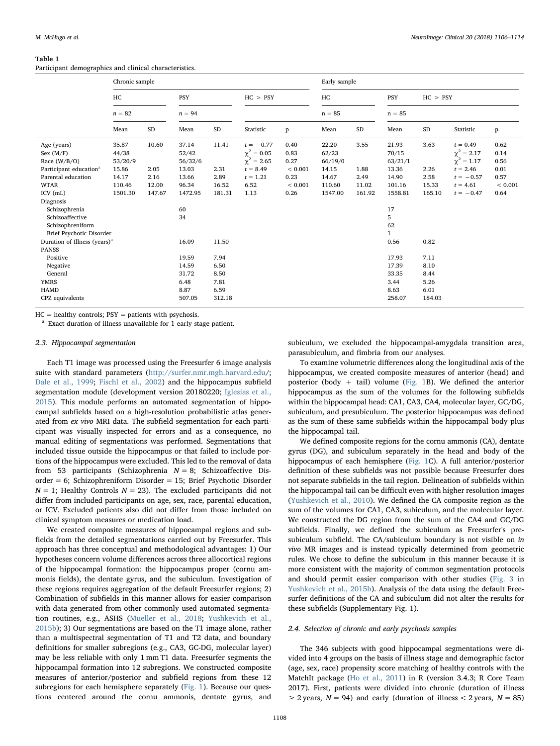**Table 1**
Participant demographics and clinical characteristics.

| | Chronic sample | | | | | | Early sample | | | | | |
|---|---|---|---|---|---|---|---|---|---|---|---|---|
| | HC | | PSY | | HC > PSY | | HC | | PSY | | HC > PSY | |
| | n = 82 | | n = 94 | | | | n = 85 | | n = 85 | | | |
| | Mean | SD | Mean | SD | Statistic | p | Mean | SD | Mean | SD | Statistic | p |
| Age (years) | 35.87 | 10.60 | 37.14 | 11.41 | $t = -0.77$ | 0.40 | 22.20 | 3.55 | 21.93 | 3.63 | $t = 0.49$ | 0.62 |
| Sex (M/F) | 44/38 | | 52/42 | | $\chi^2 = 0.05$ | 0.83 | 62/23 | | 70/15 | | $\chi^2 = 2.17$ | 0.14 |
| Race (W/B/O) | 53/20/9 | | 56/32/6 | | $\chi^2 = 2.65$ | 0.27 | 66/19/0 | | 63/21/1 | | $\chi^2 = 1.17$ | 0.56 |
| Participant education[a] | 15.86 | 2.05 | 13.03 | 2.31 | $t = 8.49$ | < 0.001 | 14.15 | 1.88 | 13.36 | 2.26 | $t = 2.46$ | 0.01 |
| Parental education | 14.17 | 2.16 | 13.66 | 2.89 | $t = 1.21$ | 0.23 | 14.67 | 2.49 | 14.90 | 2.58 | $t = -0.57$ | 0.57 |
| WTAR | 110.46 | 12.00 | 96.34 | 16.52 | 6.52 | < 0.001 | 110.60 | 11.02 | 101.16 | 15.33 | $t = 4.61$ | < 0.001 |
| ICV (mL) | 1501.30 | 147.67 | 1472.95 | 181.31 | 1.13 | 0.26 | 1547.00 | 161.92 | 1558.81 | 165.10 | $t = -0.47$ | 0.64 |
| Diagnosis | | | | | | | | | | | | |
| Schizophrenia | | | 60 | | | | | | 17 | | | |
| Schizoaffective | | | 34 | | | | | | 5 | | | |
| Schizophreniform | | | | | | | | | 62 | | | |
| Brief Psychotic Disorder | | | | | | | | | 1 | | | |
| Duration of Illness (years)[a] | | | 16.09 | 11.50 | | | | | 0.56 | 0.82 | | |
| PANSS | | | | | | | | | | | | |
| Positive | | | 19.59 | 7.94 | | | | | 17.93 | 7.11 | | |
| Negative | | | 14.59 | 6.50 | | | | | 17.39 | 8.10 | | |
| General | | | 31.72 | 8.50 | | | | | 33.35 | 8.44 | | |
| YMRS | | | 6.48 | 7.81 | | | | | 3.44 | 5.26 | | |
| HAMD | | | 8.87 | 6.59 | | | | | 8.63 | 6.01 | | |
| CPZ equivalents | | | 507.05 | 312.18 | | | | | 258.07 | 184.03 | | |

HC = healthy controls; PSY = patients with psychosis.
[a] Exact duration of illness unavailable for 1 early stage patient.

### 2.3. Hippocampal segmentation

Each T1 image was processed using the Freesurfer 6 image analysis suite with standard parameters (http://surfer.nmr.mgh.harvard.edu/; Dale et al., 1999; Fischl et al., 2002) and the hippocampus subfield segmentation module (development version 20180220; Iglesias et al., 2015). This module performs an automated segmentation of hippocampal subfields based on a high-resolution probabilistic atlas generated from *ex vivo* MRI data. The subfield segmentation for each participant was visually inspected for errors and as a consequence, no manual editing of segmentations was performed. Segmentations that included tissue outside the hippocampus or that failed to include portions of the hippocampus were excluded. This led to the removal of data from 53 participants (Schizophrenia $N = 8$; Schizoaffective Disorder = 6; Schizophreniform Disorder = 15; Brief Psychotic Disorder $N = 1$; Healthy Controls $N = 23$). The excluded participants did not differ from included participants on age, sex, race, parental education, or ICV. Excluded patients also did not differ from those included on clinical symptom measures or medication load.

We created composite measures of hippocampal regions and subfields from the detailed segmentations carried out by Freesurfer. This approach has three conceptual and methodological advantages: 1) Our hypotheses concern volume differences across three allocortical regions of the hippocampal formation: the hippocampus proper (cornu ammonis fields), the dentate gyrus, and the subiculum. Investigation of these regions requires aggregation of the default Freesurfer regions; 2) Combination of subfields in this manner allows for easier comparison with data generated from other commonly used automated segmentation routines, e.g., ASHS (Mueller et al., 2018; Yushkevich et al., 2015b); 3) Our segmentations are based on the T1 image alone, rather than a multispectral segmentation of T1 and T2 data, and boundary definitions for smaller subregions (e.g., CA3, GC-DG, molecular layer) may be less reliable with only 1 mm T1 data. Freesurfer segments the hippocampal formation into 12 subregions. We constructed composite measures of anterior/posterior and subfield regions from these 12 subregions for each hemisphere separately (Fig. 1). Because our questions centered around the cornu ammonis, dentate gyrus, and subiculum, we excluded the hippocampal-amygdala transition area, parasubiculum, and fimbria from our analyses.

To examine volumetric differences along the longitudinal axis of the hippocampus, we created composite measures of anterior (head) and posterior (body + tail) volume (Fig. 1B). We defined the anterior hippocampus as the sum of the volumes for the following subfields within the hippocampal head: CA1, CA3, CA4, molecular layer, GC/DG, subiculum, and presubiculum. The posterior hippocampus was defined as the sum of these same subfields within the hippocampal body plus the hippocampal tail.

We defined composite regions for the cornu ammonis (CA), dentate gyrus (DG), and subiculum separately in the head and body of the hippocampus of each hemisphere (Fig. 1C). A full anterior/posterior definition of these subfields was not possible because Freesurfer does not separate subfields in the tail region. Delineation of subfields within the hippocampal tail can be difficult even with higher resolution images (Yushkevich et al., 2010). We defined the CA composite region as the sum of the volumes for CA1, CA3, subiculum, and the molecular layer. We constructed the DG region from the sum of the CA4 and GC/DG subfields. Finally, we defined the subiculum as Freesurfer's presubiculum subfield. The CA/subiculum boundary is not visible on *in vivo* MR images and is instead typically determined from geometric rules. We chose to define the subiculum in this manner because it is more consistent with the majority of common segmentation protocols and should permit easier comparison with other studies (Fig. 3 in Yushkevich et al., 2015b). Analysis of the data using the default Freesurfer definitions of the CA and subiculum did not alter the results for these subfields (Supplementary Fig. 1).

### 2.4. Selection of chronic and early psychosis samples

The 346 subjects with good hippocampal segmentations were divided into 4 groups on the basis of illness stage and demographic factor (age, sex, race) propensity score matching of healthy controls with the MatchIt package (Ho et al., 2011) in R (version 3.4.3; R Core Team 2017). First, patients were divided into chronic (duration of illness ≥ 2 years, $N = 94$) and early (duration of illness < 2 years, $N = 85$)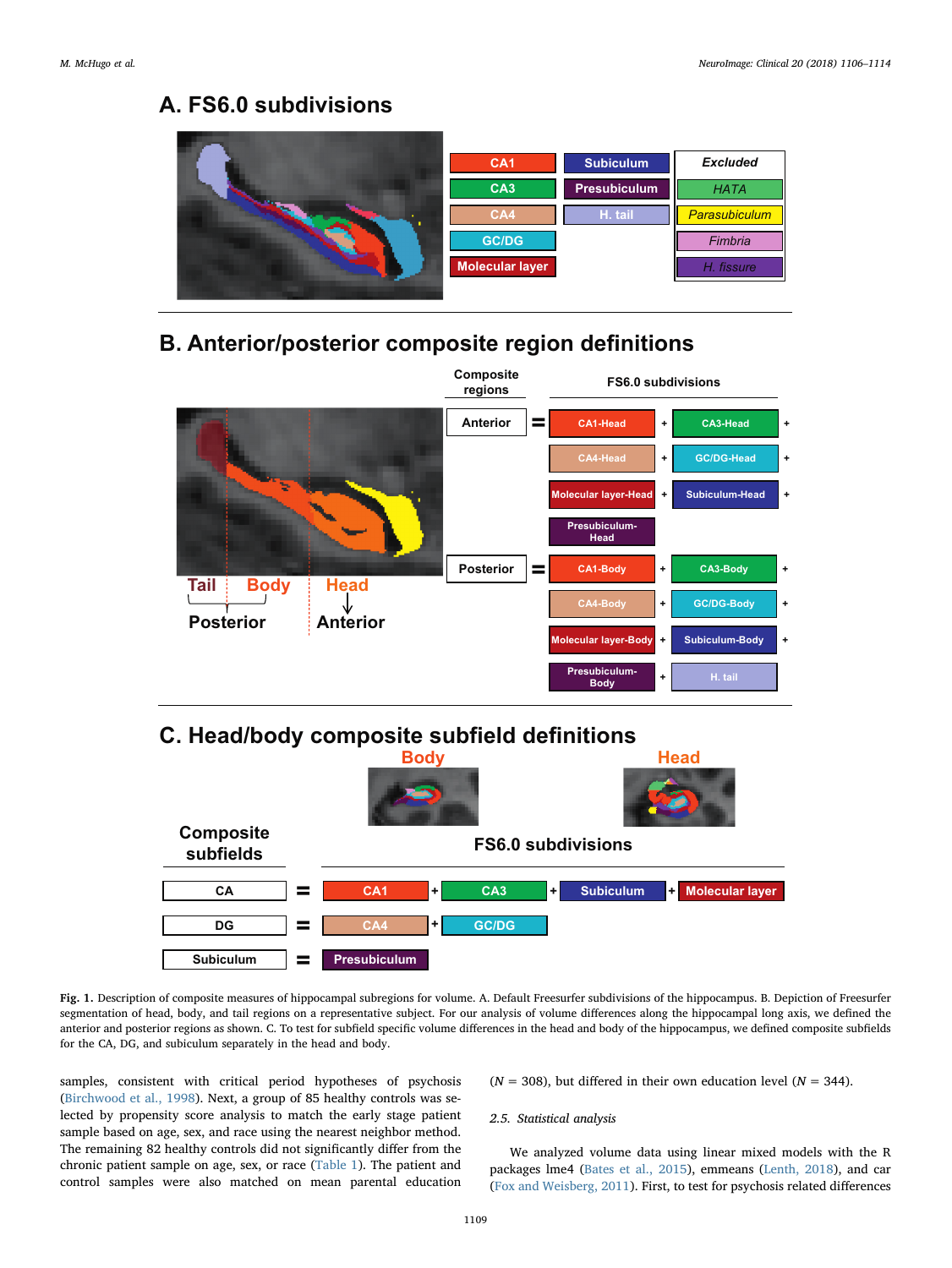**Fig. 1.** Description of composite measures of hippocampal subregions for volume. A. Default Freesurfer subdivisions of the hippocampus. B. Depiction of Freesurfer segmentation of head, body, and tail regions on a representative subject. For our analysis of volume differences along the hippocampal long axis, we defined the anterior and posterior regions as shown. C. To test for subfield specific volume differences in the head and body of the hippocampus, we defined composite subfields for the CA, DG, and subiculum separately in the head and body.

samples, consistent with critical period hypotheses of psychosis (Birchwood et al., 1998). Next, a group of 85 healthy controls was selected by propensity score analysis to match the early stage patient sample based on age, sex, and race using the nearest neighbor method. The remaining 82 healthy controls did not significantly differ from the chronic patient sample on age, sex, or race (Table 1). The patient and control samples were also matched on mean parental education ($N = 308$), but differed in their own education level ($N = 344$).

### 2.5. Statistical analysis

We analyzed volume data using linear mixed models with the R packages lme4 (Bates et al., 2015), emmeans (Lenth, 2018), and car (Fox and Weisberg, 2011). First, to test for psychosis related differences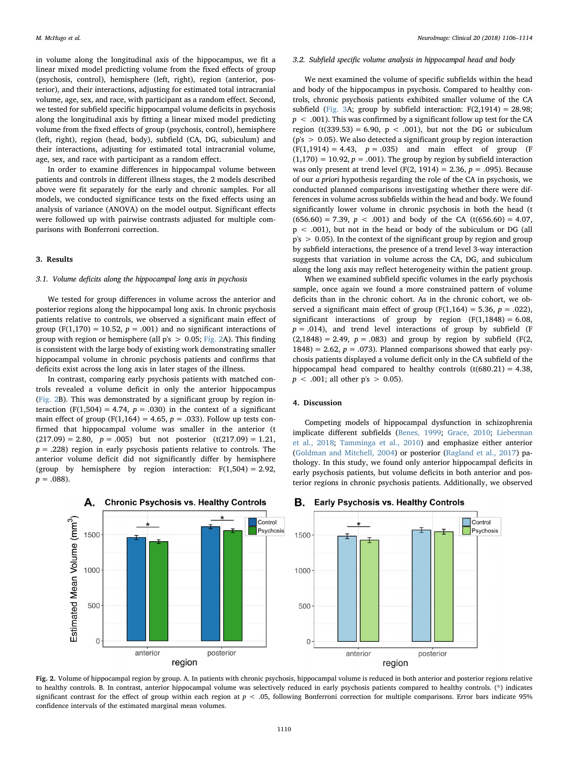in volume along the longitudinal axis of the hippocampus, we fit a linear mixed model predicting volume from the fixed effects of group (psychosis, control), hemisphere (left, right), region (anterior, posterior), and their interactions, adjusting for estimated total intracranial volume, age, sex, and race, with participant as a random effect. Second, we tested for subfield specific hippocampal volume deficits in psychosis along the longitudinal axis by fitting a linear mixed model predicting volume from the fixed effects of group (psychosis, control), hemisphere (left, right), region (head, body), subfield (CA, DG, subiculum) and their interactions, adjusting for estimated total intracranial volume, age, sex, and race with participant as a random effect.

In order to examine differences in hippocampal volume between patients and controls in different illness stages, the 2 models described above were fit separately for the early and chronic samples. For all models, we conducted significance tests on the fixed effects using an analysis of variance (ANOVA) on the model output. Significant effects were followed up with pairwise contrasts adjusted for multiple comparisons with Bonferroni correction.

## 3. Results

### 3.1. Volume deficits along the hippocampal long axis in psychosis

We tested for group differences in volume across the anterior and posterior regions along the hippocampal long axis. In chronic psychosis patients relative to controls, we observed a significant main effect of group ($F(1,170) = 10.52$, $p = .001$) and no significant interactions of group with region or hemisphere (all p's $> 0.05$; Fig. 2A). This finding is consistent with the large body of existing work demonstrating smaller hippocampal volume in chronic psychosis patients and confirms that deficits exist across the long axis in later stages of the illness.

In contrast, comparing early psychosis patients with matched controls revealed a volume deficit in only the anterior hippocampus (Fig. 2B). This was demonstrated by a significant group by region interaction ($F(1,504) = 4.74$, $p = .030$) in the context of a significant main effect of group ($F(1,164) = 4.65$, $p = .033$). Follow up tests confirmed that hippocampal volume was smaller in the anterior ($t(217.09) = 2.80$, $p = .005$) but not posterior ($t(217.09) = 1.21$, $p = .228$) region in early psychosis patients relative to controls. The anterior volume deficit did not significantly differ by hemisphere (group by hemisphere by region interaction: $F(1,504) = 2.92$, $p = .088$).

### 3.2. Subfield specific volume analysis in hippocampal head and body

We next examined the volume of specific subfields within the head and body of the hippocampus in psychosis. Compared to healthy controls, chronic psychosis patients exhibited smaller volume of the CA subfield (Fig. 3A; group by subfield interaction: $F(2,1914) = 28.98$; $p < .001$). This was confirmed by a significant follow up test for the CA region ($t(339.53) = 6.90$, $p < .001$), but not the DG or subiculum (p's $> 0.05$). We also detected a significant group by region interaction ($F(1,1914) = 4.43$, $p = .035$) and main effect of group ($F(1,170) = 10.92$, $p = .001$). The group by region by subfield interaction was only present at trend level ($F(2, 1914) = 2.36$, $p = .095$). Because of our *a priori* hypothesis regarding the role of the CA in psychosis, we conducted planned comparisons investigating whether there were differences in volume across subfields within the head and body. We found significantly lower volume in chronic psychosis in both the head ($t(656.60) = 7.39$, $p < .001$) and body of the CA ($t(656.60) = 4.07$, $p < .001$), but not in the head or body of the subiculum or DG (all p's $> 0.05$). In the context of the significant group by region and group by subfield interactions, the presence of a trend level 3-way interaction suggests that variation in volume across the CA, DG, and subiculum along the long axis may reflect heterogeneity within the patient group.

When we examined subfield specific volumes in the early psychosis sample, once again we found a more constrained pattern of volume deficits than in the chronic cohort. As in the chronic cohort, we observed a significant main effect of group ($F(1,164) = 5.36$, $p = .022$), significant interactions of group by region ($F(1,1848) = 6.08$, $p = .014$), and trend level interactions of group by subfield ($F(2,1848) = 2.49$, $p = .083$) and group by region by subfield ($F(2, 1848) = 2.62$, $p = .073$). Planned comparisons showed that early psychosis patients displayed a volume deficit only in the CA subfield of the hippocampal head compared to healthy controls ($t(680.21) = 4.38$, $p < .001$; all other p's $> 0.05$).

## 4. Discussion

Competing models of hippocampal dysfunction in schizophrenia implicate different subfields (Benes, 1999; Grace, 2010; Lieberman et al., 2018; Tamminga et al., 2010) and emphasize either anterior (Goldman and Mitchell, 2004) or posterior (Ragland et al., 2017) pathology. In this study, we found only anterior hippocampal deficits in early psychosis patients, but volume deficits in both anterior and posterior regions in chronic psychosis patients. Additionally, we observed

**Fig. 2.** Volume of hippocampal region by group. A. In patients with chronic psychosis, hippocampal volume is reduced in both anterior and posterior regions relative to healthy controls. B. In contrast, anterior hippocampal volume was selectively reduced in early psychosis patients compared to healthy controls. (*) indicates significant contrast for the effect of group within each region at $p < .05$, following Bonferroni correction for multiple comparisons. Error bars indicate 95% confidence intervals of the estimated marginal mean volumes.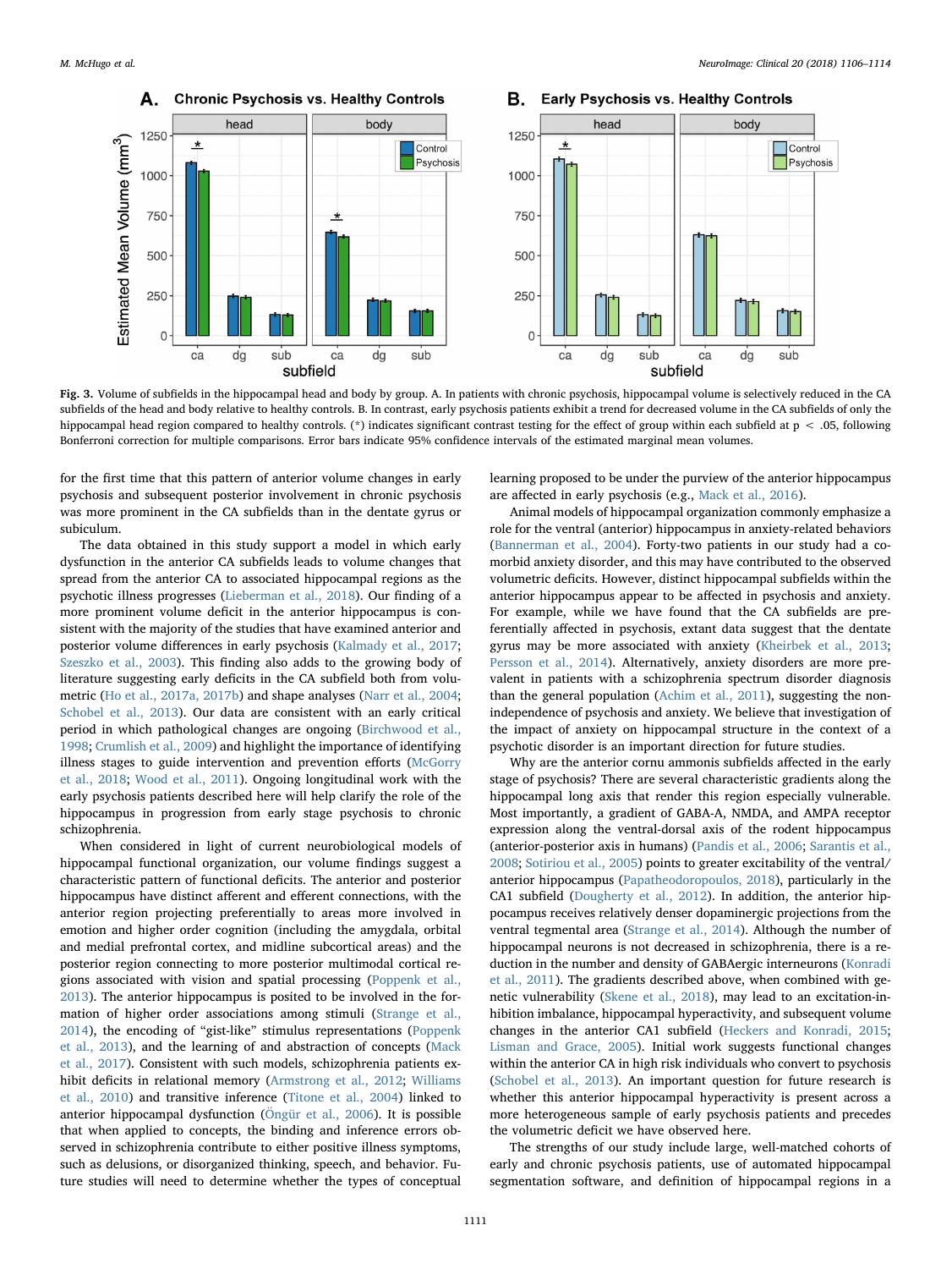**Fig. 3.** Volume of subfields in the hippocampal head and body by group. A. In patients with chronic psychosis, hippocampal volume is selectively reduced in the CA subfields of the head and body relative to healthy controls. B. In contrast, early psychosis patients exhibit a trend for decreased volume in the CA subfields of only the hippocampal head region compared to healthy controls. (*) indicates significant contrast testing for the effect of group within each subfield at $p < .05$, following Bonferroni correction for multiple comparisons. Error bars indicate 95% confidence intervals of the estimated marginal mean volumes.

for the first time that this pattern of anterior volume changes in early psychosis and subsequent posterior involvement in chronic psychosis was more prominent in the CA subfields than in the dentate gyrus or subiculum.

The data obtained in this study support a model in which early dysfunction in the anterior CA subfields leads to volume changes that spread from the anterior CA to associated hippocampal regions as the psychotic illness progresses (Lieberman et al., 2018). Our finding of a more prominent volume deficit in the anterior hippocampus is consistent with the majority of the studies that have examined anterior and posterior volume differences in early psychosis (Kalmady et al., 2017; Szeszko et al., 2003). This finding also adds to the growing body of literature suggesting early deficits in the CA subfield both from volumetric (Ho et al., 2017a, 2017b) and shape analyses (Narr et al., 2004; Schobel et al., 2013). Our data are consistent with an early critical period in which pathological changes are ongoing (Birchwood et al., 1998; Crumlish et al., 2009) and highlight the importance of identifying illness stages to guide intervention and prevention efforts (McGorry et al., 2018; Wood et al., 2011). Ongoing longitudinal work with the early psychosis patients described here will help clarify the role of the hippocampus in progression from early stage psychosis to chronic schizophrenia.

When considered in light of current neurobiological models of hippocampal functional organization, our volume findings suggest a characteristic pattern of functional deficits. The anterior and posterior hippocampus have distinct afferent and efferent connections, with the anterior region projecting preferentially to areas more involved in emotion and higher order cognition (including the amygdala, orbital and medial prefrontal cortex, and midline subcortical areas) and the posterior region connecting to more posterior multimodal cortical regions associated with vision and spatial processing (Poppenk et al., 2013). The anterior hippocampus is posited to be involved in the formation of higher order associations among stimuli (Strange et al., 2014), the encoding of "gist-like" stimulus representations (Poppenk et al., 2013), and the learning of and abstraction of concepts (Mack et al., 2017). Consistent with such models, schizophrenia patients exhibit deficits in relational memory (Armstrong et al., 2012; Williams et al., 2010) and transitive inference (Titone et al., 2004) linked to anterior hippocampal dysfunction (Öngür et al., 2006). It is possible that when applied to concepts, the binding and inference errors observed in schizophrenia contribute to either positive illness symptoms, such as delusions, or disorganized thinking, speech, and behavior. Future studies will need to determine whether the types of conceptual learning proposed to be under the purview of the anterior hippocampus are affected in early psychosis (e.g., Mack et al., 2016).

Animal models of hippocampal organization commonly emphasize a role for the ventral (anterior) hippocampus in anxiety-related behaviors (Bannerman et al., 2004). Forty-two patients in our study had a comorbid anxiety disorder, and this may have contributed to the observed volumetric deficits. However, distinct hippocampal subfields within the anterior hippocampus appear to be affected in psychosis and anxiety. For example, while we have found that the CA subfields are preferentially affected in psychosis, extant data suggest that the dentate gyrus may be more associated with anxiety (Kheirbek et al., 2013; Persson et al., 2014). Alternatively, anxiety disorders are more prevalent in patients with a schizophrenia spectrum disorder diagnosis than the general population (Achim et al., 2011), suggesting the non-independence of psychosis and anxiety. We believe that investigation of the impact of anxiety on hippocampal structure in the context of a psychotic disorder is an important direction for future studies.

Why are the anterior cornu ammonis subfields affected in the early stage of psychosis? There are several characteristic gradients along the hippocampal long axis that render this region especially vulnerable. Most importantly, a gradient of GABA-A, NMDA, and AMPA receptor expression along the ventral-dorsal axis of the rodent hippocampus (anterior-posterior axis in humans) (Pandis et al., 2006; Sarantis et al., 2008; Sotiriou et al., 2005) points to greater excitability of the ventral/anterior hippocampus (Papatheodoropoulos, 2018), particularly in the CA1 subfield (Dougherty et al., 2012). In addition, the anterior hippocampus receives relatively denser dopaminergic projections from the ventral tegmental area (Strange et al., 2014). Although the number of hippocampal neurons is not decreased in schizophrenia, there is a reduction in the number and density of GABAergic interneurons (Konradi et al., 2011). The gradients described above, when combined with genetic vulnerability (Skene et al., 2018), may lead to an excitation-inhibition imbalance, hippocampal hyperactivity, and subsequent volume changes in the anterior CA1 subfield (Heckers and Konradi, 2015; Lisman and Grace, 2005). Initial work suggests functional changes within the anterior CA in high risk individuals who convert to psychosis (Schobel et al., 2013). An important question for future research is whether this anterior hippocampal hyperactivity is present across a more heterogeneous sample of early psychosis patients and precedes the volumetric deficit we have observed here.

The strengths of our study include large, well-matched cohorts of early and chronic psychosis patients, use of automated hippocampal segmentation software, and definition of hippocampal regions in a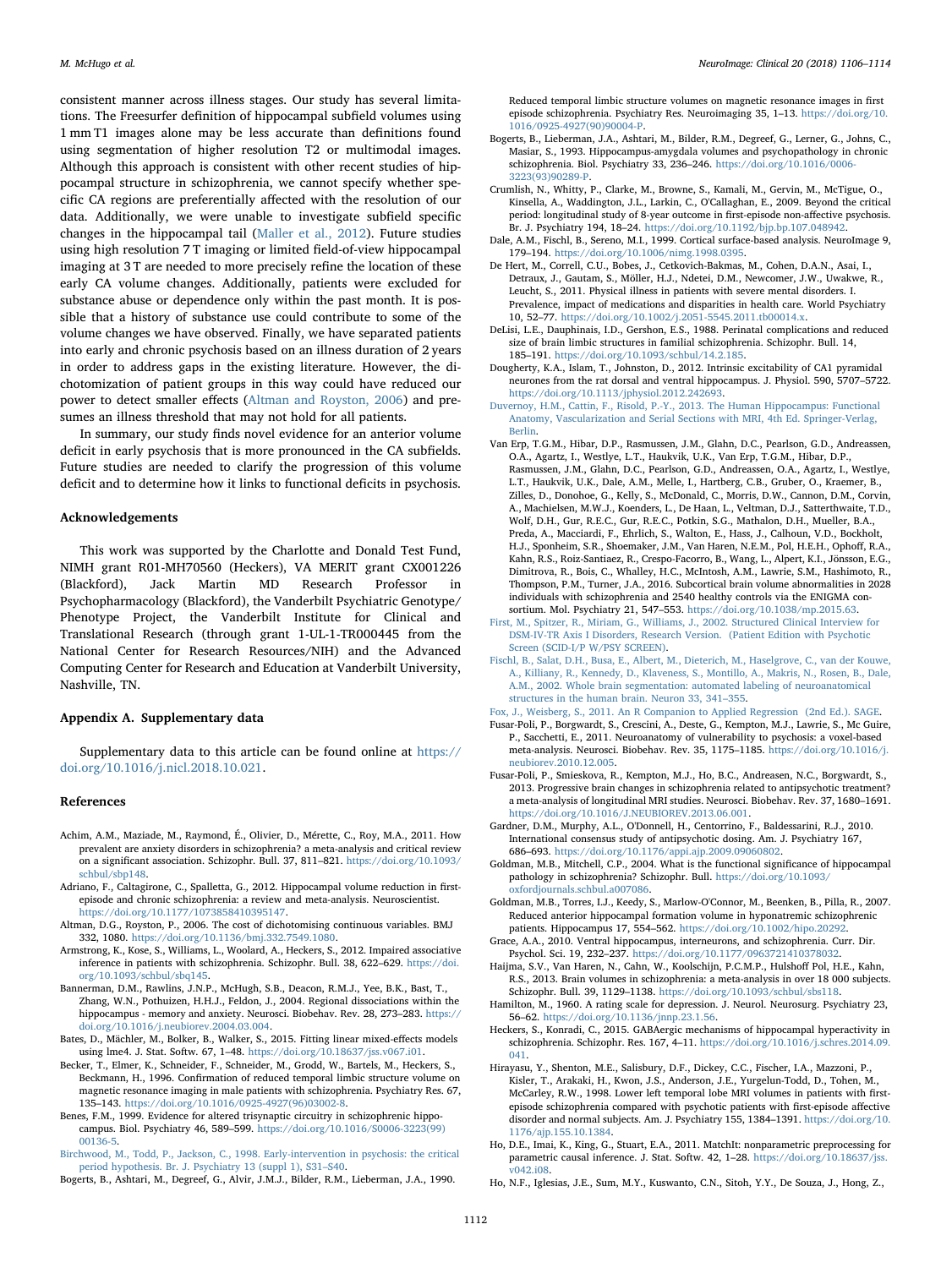consistent manner across illness stages. Our study has several limitations. The Freesurfer definition of hippocampal subfield volumes using 1 mm T1 images alone may be less accurate than definitions found using segmentation of higher resolution T2 or multimodal images. Although this approach is consistent with other recent studies of hippocampal structure in schizophrenia, we cannot specify whether specific CA regions are preferentially affected with the resolution of our data. Additionally, we were unable to investigate subfield specific changes in the hippocampal tail (Maller et al., 2012). Future studies using high resolution 7 T imaging or limited field-of-view hippocampal imaging at 3 T are needed to more precisely refine the location of these early CA volume changes. Additionally, patients were excluded for substance abuse or dependence only within the past month. It is possible that a history of substance use could contribute to some of the volume changes we have observed. Finally, we have separated patients into early and chronic psychosis based on an illness duration of 2 years in order to address gaps in the existing literature. However, the dichotomization of patient groups in this way could have reduced our power to detect smaller effects (Altman and Royston, 2006) and presumes an illness threshold that may not hold for all patients.

In summary, our study finds novel evidence for an anterior volume deficit in early psychosis that is more pronounced in the CA subfields. Future studies are needed to clarify the progression of this volume deficit and to determine how it links to functional deficits in psychosis.

## Acknowledgements

This work was supported by the Charlotte and Donald Test Fund, NIMH grant R01-MH70560 (Heckers), VA MERIT grant CX001226 (Blackford), Jack Martin MD Research Professor in Psychopharmacology (Blackford), the Vanderbilt Psychiatric Genotype/Phenotype Project, the Vanderbilt Institute for Clinical and Translational Research (through grant 1-UL-1-TR000445 from the National Center for Research Resources/NIH) and the Advanced Computing Center for Research and Education at Vanderbilt University, Nashville, TN.

## Appendix A. Supplementary data

Supplementary data to this article can be found online at https://doi.org/10.1016/j.nicl.2018.10.021.

## References

Achim, A.M., Maziade, M., Raymond, É., Olivier, D., Mérette, C., Roy, M.A., 2011. How prevalent are anxiety disorders in schizophrenia? a meta-analysis and critical review on a significant association. Schizophr. Bull. 37, 811–821. https://doi.org/10.1093/schbul/sbp148.

Adriano, F., Caltagirone, C., Spalletta, G., 2012. Hippocampal volume reduction in first-episode and chronic schizophrenia: a review and meta-analysis. Neuroscientist. https://doi.org/10.1177/1073858410395147.

Altman, D.G., Royston, P., 2006. The cost of dichotomising continuous variables. BMJ 332, 1080. https://doi.org/10.1136/bmj.332.7549.1080.

Armstrong, K., Kose, S., Williams, L., Woolard, A., Heckers, S., 2012. Impaired associative inference in patients with schizophrenia. Schizophr. Bull. 38, 622–629. https://doi.org/10.1093/schbul/sbq145.

Bannerman, D.M., Rawlins, J.N.P., McHugh, S.B., Deacon, R.M.J., Yee, B.K., Bast, T., Zhang, W.N., Pothuizen, H.H.J., Feldon, J., 2004. Regional dissociations within the hippocampus - memory and anxiety. Neurosci. Biobehav. Rev. 28, 273–283. https://doi.org/10.1016/j.neubiorev.2004.03.004.

Bates, D., Mächler, M., Bolker, B., Walker, S., 2015. Fitting linear mixed-effects models using lme4. J. Stat. Softw. 67, 1–48. https://doi.org/10.18637/jss.v067.i01.

Becker, T., Elmer, K., Schneider, F., Schneider, M., Grodd, W., Bartels, M., Heckers, S., Beckmann, H., 1996. Confirmation of reduced temporal limbic structure volume on magnetic resonance imaging in male patients with schizophrenia. Psychiatry Res. 67, 135–143. https://doi.org/10.1016/0925-4927(96)03002-8.

Benes, F.M., 1999. Evidence for altered trisynaptic circuitry in schizophrenic hippocampus. Biol. Psychiatry 46, 589–599. https://doi.org/10.1016/S0006-3223(99)00136-5.

Birchwood, M., Todd, P., Jackson, C., 1998. Early-intervention in psychosis: the critical period hypothesis. Br. J. Psychiatry 13 (suppl 1), S31–S40.

Bogerts, B., Ashtari, M., Degreef, G., Alvir, J.M.J., Bilder, R.M., Lieberman, J.A., 1990. Reduced temporal limbic structure volumes on magnetic resonance images in first episode schizophrenia. Psychiatry Res. Neuroimaging 35, 1–13. https://doi.org/10.1016/0925-4927(90)90004-P.

Bogerts, B., Lieberman, J.A., Ashtari, M., Bilder, R.M., Degreef, G., Lerner, G., Johns, C., Masiar, S., 1993. Hippocampus-amygdala volumes and psychopathology in chronic schizophrenia. Biol. Psychiatry 33, 236–246. https://doi.org/10.1016/0006-3223(93)90289-P.

Crumlish, N., Whitty, P., Clarke, M., Browne, S., Kamali, M., Gervin, M., McTigue, O., Kinsella, A., Waddington, J.L., Larkin, C., O'Callaghan, E., 2009. Beyond the critical period: longitudinal study of 8-year outcome in first-episode non-affective psychosis. Br. J. Psychiatry 194, 18–24. https://doi.org/10.1192/bjp.bp.107.048942.

Dale, A.M., Fischl, B., Sereno, M.I., 1999. Cortical surface-based analysis. NeuroImage 9, 179–194. https://doi.org/10.1006/nimg.1998.0395.

De Hert, M., Correll, C.U., Bobes, J., Cetkovich-Bakmas, M., Cohen, D.A.N., Asai, I., Detraux, J., Gautam, S., Möller, H.J., Ndetei, D.M., Newcomer, J.W., Uwakwe, R., Leucht, S., 2011. Physical illness in patients with severe mental disorders. I. Prevalence, impact of medications and disparities in health care. World Psychiatry 10, 52–77. https://doi.org/10.1002/j.2051-5545.2011.tb00014.x.

DeLisi, L.E., Dauphinais, I.D., Gershon, E.S., 1988. Perinatal complications and reduced size of brain limbic structures in familial schizophrenia. Schizophr. Bull. 14, 185–191. https://doi.org/10.1093/schbul/14.2.185.

Dougherty, K.A., Islam, T., Johnston, D., 2012. Intrinsic excitability of CA1 pyramidal neurones from the rat dorsal and ventral hippocampus. J. Physiol. 590, 5707–5722. https://doi.org/10.1113/jphysiol.2012.242693.

Duvernoy, H.M., Cattin, F., Risold, P.-Y., 2013. The Human Hippocampus: Functional Anatomy, Vascularization and Serial Sections with MRI, 4th Ed. Springer-Verlag, Berlin.

Van Erp, T.G.M., Hibar, D.P., Rasmussen, J.M., Glahn, D.C., Pearlson, G.D., Andreassen, O.A., Agartz, I., Westlye, L.T., Haukvik, U.K., Van Erp, T.G.M., Hibar, D.P., Rasmussen, J.M., Glahn, D.C., Pearlson, G.D., Andreassen, O.A., Agartz, I., Westlye, L.T., Haukvik, U.K., Dale, A.M., Melle, I., Hartberg, C.B., Gruber, O., Kraemer, B., Zilles, D., Donohoe, G., Kelly, S., McDonald, C., Morris, D.W., Cannon, D.M., Corvin, A., Machielsen, M.W.J., Koenders, L., De Haan, L., Veltman, D.J., Satterthwaite, T.D., Wolf, D.H., Gur, R.E.C., Gur, R.E.C., Potkin, S.G., Mathalon, D.H., Mueller, B.A., Preda, A., Macciardi, F., Ehrlich, S., Walton, E., Hass, J., Calhoun, V.D., Bockholt, H.J., Sponheim, S.R., Shoemaker, J.M., Van Haren, N.E.M., Pol, H.E.H., Ophoff, R.A., Kahn, R.S., Roiz-Santiaez, R., Crespo-Facorro, B., Wang, L., Alpert, K.I., Jönsson, E.G., Dimitrova, R., Bois, C., Whalley, H.C., McIntosh, A.M., Lawrie, S.M., Hashimoto, R., Thompson, P.M., Turner, J.A., 2016. Subcortical brain volume abnormalities in 2028 individuals with schizophrenia and 2540 healthy controls via the ENIGMA consortium. Mol. Psychiatry 21, 547–553. https://doi.org/10.1038/mp.2015.63.

First, M.M., Spitzer, R., Miriam, G., Williams, J., 2002. Structured Clinical Interview for DSM-IV-TR Axis I Disorders, Research Version. (Patient Edition with Psychotic Screen (SCID-I/P W/PSY SCREEN).

Fischl, B., Salat, D.H., Busa, E., Albert, M., Dieterich, M., Haselgrove, C., van der Kouwe, A., Killiany, R., Kennedy, D., Klaveness, S., Montillo, A., Makris, N., Rosen, B., Dale, A.M., 2002. Whole brain segmentation: automated labeling of neuroanatomical structures in the human brain. Neuron 33, 341–355.

Fox, J., Weisberg, S., 2011. An R Companion to Applied Regression (2nd Ed.). SAGE.

Fusar-Poli, P., Borgwardt, S., Crescini, A., Deste, G., Kempton, M.J., Lawrie, S., Mc Guire, P., Sacchetti, E., 2011. Neuroanatomy of vulnerability to psychosis: a voxel-based meta-analysis. Neurosci. Biobehav. Rev. 35, 1175–1185. https://doi.org/10.1016/j.neubiorev.2010.12.005.

Fusar-Poli, P., Smieskova, R., Kempton, M.J., Ho, B.C., Andreasen, N.C., Borgwardt, S., 2013. Progressive brain changes in schizophrenia related to antipsychotic treatment? a meta-analysis of longitudinal MRI studies. Neurosci. Biobehav. Rev. 37, 1680–1691. https://doi.org/10.1016/J.NEUBIOREV.2013.06.001.

Gardner, D.M., Murphy, A.L., O'Donnell, H., Centorrino, F., Baldessarini, R.J., 2010. International consensus study of antipsychotic dosing. Am. J. Psychiatry 167, 686–693. https://doi.org/10.1176/appi.ajp.2009.09060802.

Goldman, M.B., Mitchell, C.P., 2004. What is the functional significance of hippocampal pathology in schizophrenia? Schizophr. Bull. https://doi.org/10.1093/oxfordjournals.schbul.a007086.

Goldman, M.B., Torres, I.J., Keedy, S., Marlow-O'Connor, M., Beenken, B., Pilla, R., 2007. Reduced anterior hippocampal formation volume in hyponatremic schizophrenic patients. Hippocampus 17, 554–562. https://doi.org/10.1002/hipo.20292.

Grace, A.A., 2010. Ventral hippocampus, interneurons, and schizophrenia. Curr. Dir. Psychol. Sci. 19, 232–237. https://doi.org/10.1177/0963721410378032.

Haijma, S.V., Van Haren, N., Cahn, W., Koolschijn, P.C.M.P., Hulshoff Pol, H.E., Kahn, R.S., 2013. Brain volumes in schizophrenia: a meta-analysis in over 18 000 subjects. Schizophr. Bull. 39, 1129–1138. https://doi.org/10.1093/schbul/sbs118.

Hamilton, M., 1960. A rating scale for depression. J. Neurol. Neurosurg. Psychiatry 23, 56–62. https://doi.org/10.1136/jnnp.23.1.56.

Heckers, S., Konradi, C., 2015. GABAergic mechanisms of hippocampal hyperactivity in schizophrenia. Schizophr. Res. 167, 4–11. https://doi.org/10.1016/j.schres.2014.09.041.

Hirayasu, Y., Shenton, M.E., Salisbury, D.F., Dickey, C.C., Fischer, I.A., Mazzoni, P., Kisler, T., Arakaki, H., Kwon, J.S., Anderson, J.E., Yurgelun-Todd, D., Tohen, M., McCarley, R.W., 1998. Lower left temporal lobe MRI volumes in patients with first-episode schizophrenia compared with psychotic patients with first-episode affective disorder and normal subjects. Am. J. Psychiatry 155, 1384–1391. https://doi.org/10.1176/ajp.155.10.1384.

Ho, D.E., Imai, K., King, G., Stuart, E.A., 2011. MatchIt: nonparametric preprocessing for parametric causal inference. J. Stat. Softw. 42, 1–28. https://doi.org/10.18637/jss.v042.i08.

Ho, N.F., Iglesias, J.E., Sum, M.Y., Kuswanto, C.N., Sitoh, Y.Y., De Souza, J., Hong, Z.,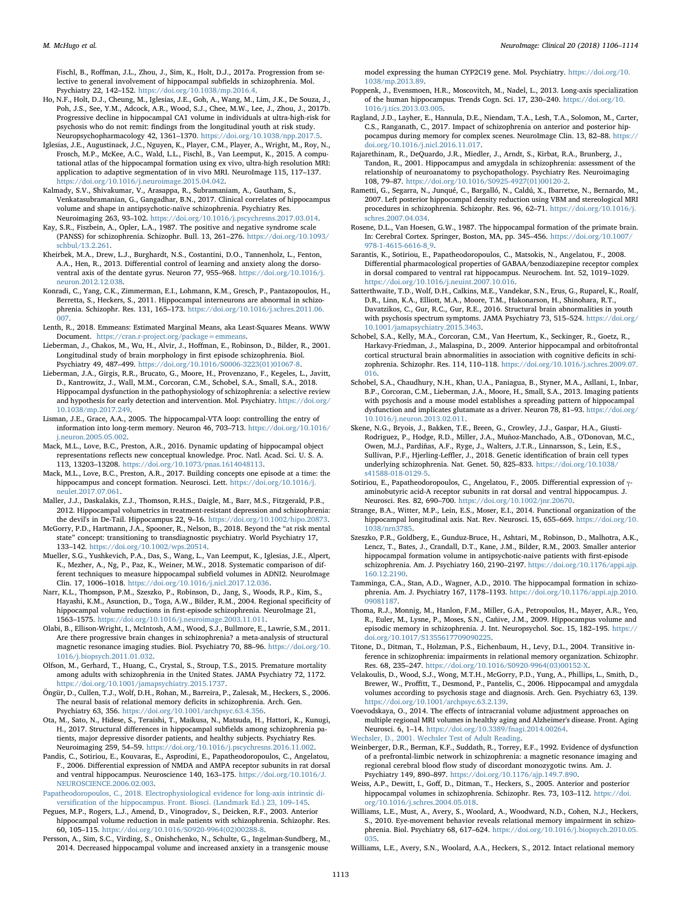Fischl, B., Roffman, J.L., Zhou, J., Sim, K., Holt, D.J., 2017a. Progression from selective to general involvement of hippocampal subfields in schizophrenia. Mol. Psychiatry 22, 142–152. https://doi.org/10.1038/mp.2016.4.

Ho, N.F., Holt, D.J., Cheung, M., Iglesias, J.E., Goh, A., Wang, M., Lim, J.K., De Souza, J., Poh, J.S., See, Y.M., Adcock, A.R., Wood, S.J., Chee, M.W., Lee, J., Zhou, J., 2017b. Progressive decline in hippocampal CA1 volume in individuals at ultra-high-risk for psychosis who do not remit: findings from the longitudinal youth at risk study. Neuropsychopharmacology 42, 1361–1370. https://doi.org/10.1038/npp.2017.5.

Iglesias, J.E., Augustinack, J.C., Nguyen, K., Player, C.M., Player, A., Wright, M., Roy, N., Frosch, M.P., McKee, A.C., Wald, L.L., Fischl, B., Van Leemput, K., 2015. A computational atlas of the hippocampal formation using ex vivo, ultra-high resolution MRI: application to adaptive segmentation of in vivo MRI. NeuroImage 115, 117–137. https://doi.org/10.1016/j.neuroimage.2015.04.042.

Kalmady, S.V., Shivakumar, V., Arasappa, R., Subramaniam, A., Gautham, S., Venkatasubramanian, G., Gangadhar, B.N., 2017. Clinical correlates of hippocampus volume and shape in antipsychotic-naïve schizophrenia. Psychiatry Res. Neuroimaging 263, 93–102. https://doi.org/10.1016/j.pscychresns.2017.03.014.

Kay, S.R., Fiszbein, A., Opler, L.A., 1987. The positive and negative syndrome scale (PANSS) for schizophrenia. Schizophr. Bull. 13, 261–276. https://doi.org/10.1093/schbul/13.2.261.

Kheirbek, M.A., Drew, L.J., Burghardt, N.S., Costantini, D.O., Tannenholz, L., Fenton, A.A., Hen, R., 2013. Differential control of learning and anxiety along the dorsoventral axis of the dentate gyrus. Neuron 77, 955–968. https://doi.org/10.1016/j.neuron.2012.12.038.

Konradi, C., Yang, C.K., Zimmerman, E.I., Lohmann, K.M., Gresch, P., Pantazopoulos, H., Berretta, S., Heckers, S., 2011. Hippocampal interneurons are abnormal in schizophrenia. Schizophr. Res. 131, 165–173. https://doi.org/10.1016/j.schres.2011.06.007.

Lenth, R., 2018. Emmeans: Estimated Marginal Means, aka Least-Squares Means. WWW Document. https://cran.r-project.org/package=emmeans.

Lieberman, J., Chakos, M., Wu, H., Alvir, J., Hoffman, E., Robinson, D., Bilder, R., 2001. Longitudinal study of brain morphology in first episode schizophrenia. Biol. Psychiatry 49, 487–499. https://doi.org/10.1016/S0006-3223(01)01067-8.

Lieberman, J.A., Girgis, R.R., Brucato, G., Moore, H., Provenzano, F., Kegeles, L., Javitt, D., Kantrowitz, J., Wall, M.M., Corcoran, C.M., Schobel, S.A., Small, S.A., 2018. Hippocampal dysfunction in the pathophysiology of schizophrenia: a selective review and hypothesis for early detection and intervention. Mol. Psychiatry. https://doi.org/10.1038/mp.2017.249.

Lisman, J.E., Grace, A.A., 2005. The hippocampal-VTA loop: controlling the entry of information into long-term memory. Neuron 46, 703–713. https://doi.org/10.1016/j.neuron.2005.05.002.

Mack, M.L., Love, B.C., Preston, A.R., 2016. Dynamic updating of hippocampal object representations reflects new conceptual knowledge. Proc. Natl. Acad. Sci. U. S. A. 113, 13203–13208. https://doi.org/10.1073/pnas.1614048113.

Mack, M.L., Love, B.C., Preston, A.R., 2017. Building concepts one episode at a time: the hippocampus and concept formation. Neurosci. Lett. https://doi.org/10.1016/j.neulet.2017.07.061.

Maller, J.J., Daskalakis, Z.J., Thomson, R.H.S., Daigle, M., Barr, M.S., Fitzgerald, P.B., 2012. Hippocampal volumetrics in treatment-resistant depression and schizophrenia: the devil's in De-Tail. Hippocampus 22, 9–16. https://doi.org/10.1002/hipo.20873.

McGorry, P.D., Hartmann, J.A., Spooner, R., Nelson, B., 2018. Beyond the "at risk mental state" concept: transitioning to transdiagnostic psychiatry. World Psychiatry 17, 133–142. https://doi.org/10.1002/wps.20514.

Mueller, S.G., Yushkevich, P.A., Das, S., Wang, L., Van Leemput, K., Iglesias, J.E., Alpert, K., Mezher, A., Ng, P., Paz, K., Weiner, M.W., 2018. Systematic comparison of different techniques to measure hippocampal subfield volumes in ADNI2. NeuroImage Clin. 17, 1006–1018. https://doi.org/10.1016/j.nicl.2017.12.036.

Narr, K.L., Thompson, P.M., Szeszko, P., Robinson, D., Jang, S., Woods, R.P., Kim, S., Hayashi, K.M., Asunction, D., Toga, A.W., Bilder, R.M., 2004. Regional specificity of hippocampal volume reductions in first-episode schizophrenia. NeuroImage 21, 1563–1575. https://doi.org/10.1016/j.neuroimage.2003.11.011.

Olabi, B., Ellison-Wright, I., McIntosh, A.M., Wood, S.J., Bullmore, E., Lawrie, S.M., 2011. Are there progressive brain changes in schizophrenia? a meta-analysis of structural magnetic resonance imaging studies. Biol. Psychiatry 70, 88–96. https://doi.org/10.1016/j.biopsych.2011.01.032.

Olfson, M., Gerhard, T., Huang, C., Crystal, S., Stroup, T.S., 2015. Premature mortality among adults with schizophrenia in the United States. JAMA Psychiatry 72, 1172. https://doi.org/10.1001/jamapsychiatry.2015.1737.

Öngür, D., Cullen, T.J., Wolf, D.H., Rohan, M., Barreira, P., Zalesak, M., Heckers, S., 2006. The neural basis of relational memory deficits in schizophrenia. Arch. Gen. Psychiatry 63, 356. https://doi.org/10.1001/archpsyc.63.4.356.

Ota, M., Sato, N., Hidese, S., Teraishi, T., Maikusa, N., Matsuda, H., Hattori, K., Kunugi, H., 2017. Structural differences in hippocampal subfields among schizophrenia patients, major depressive disorder patients, and healthy subjects. Psychiatry Res. Neuroimaging 259, 54–59. https://doi.org/10.1016/j.pscychresns.2016.11.002.

Pandis, C., Sotiriou, E., Kouvaras, E., Asprodini, E., Papatheodoropoulos, C., Angelatou, F., 2006. Differential expression of NMDA and AMPA receptor subunits in rat dorsal and ventral hippocampus. Neuroscience 140, 163–175. https://doi.org/10.1016/J.NEUROSCIENCE.2006.02.003.

Papatheodoropoulos, C., 2018. Electrophysiological evidence for long-axis intrinsic diversification of the hippocampus. Front. Biosci. (Landmark Ed.) 23, 109–145.

Pegues, M.P., Rogers, L.J., Amend, D., Vinogradov, S., Deicken, R.F., 2003. Anterior hippocampal volume reduction in male patients with schizophrenia. Schizophr. Res. 60, 105–115. https://doi.org/10.1016/S0920-9964(02)00288-8.

Persson, A., Sim, S.C., Virding, S., Onishchenko, N., Schulte, G., Ingelman-Sundberg, M., 2014. Decreased hippocampal volume and increased anxiety in a transgenic mouse model expressing the human CYP2C19 gene. Mol. Psychiatry. https://doi.org/10.1038/mp.2013.89.

Poppenk, J., Evensmoen, H.R., Moscovitch, M., Nadel, L., 2013. Long-axis specialization of the human hippocampus. Trends Cogn. Sci. 17, 230–240. https://doi.org/10.1016/j.tics.2013.03.005.

Ragland, J.D., Layher, E., Hannula, D.E., Niendam, T.A., Lesh, T.A., Solomon, M., Carter, C.S., Ranganath, C., 2017. Impact of schizophrenia on anterior and posterior hippocampus during memory for complex scenes. NeuroImage Clin. 13, 82–88. https://doi.org/10.1016/j.nicl.2016.11.017.

Rajarethinam, R., DeQuardo, J.R., Miedler, J., Arndt, S., Kirbat, R., Brunberg, J., Tandon, R., 2001. Hippocampus and amygdala in schizophrenia: assessment of the relationship of neuroanatomy to psychopathology. Psychiatry Res. Neuroimaging 108, 79–87. https://doi.org/10.1016/S0925-4927(01)00120-2.

Rametti, G., Segarra, N., Junqué, C., Bargalló, N., Caldú, X., Ibarretxe, N., Bernardo, M., 2007. Left posterior hippocampal density reduction using VBM and stereological MRI procedures in schizophrenia. Schizophr. Res. 96, 62–71. https://doi.org/10.1016/j.schres.2007.04.034.

Rosene, D.L., Van Hoesen, G.W., 1987. The hippocampal formation of the primate brain. In: Cerebral Cortex. Springer, Boston, MA, pp. 345–456. https://doi.org/10.1007/978-1-4615-6616-8_9.

Sarantis, K., Sotiriou, E., Papatheodoropoulos, C., Matsokis, N., Angelatou, F., 2008. Differential pharmacological properties of GABAA/benzodiazepine receptor complex in dorsal compared to ventral rat hippocampus. Neurochem. Int. 52, 1019–1029. https://doi.org/10.1016/j.neuint.2007.10.016.

Satterthwaite, T.D., Wolf, D.H., Calkins, M.E., Vandekar, S.N., Erus, G., Ruparel, K., Roalf, D.R., Linn, K.A., Elliott, M.A., Moore, T.M., Hakonarson, H., Shinohara, R.T., Davatzikos, C., Gur, R.C., Gur, R.E., 2016. Structural brain abnormalities in youth with psychosis spectrum symptoms. JAMA Psychiatry 73, 515–524. https://doi.org/10.1001/jamapsychiatry.2015.3463.

Schobel, S.A., Kelly, M.A., Corcoran, C.M., Van Heertum, K., Seckinger, R., Goetz, R., Harkavy-Friedman, J., Malaspina, D., 2009. Anterior hippocampal and orbitofrontal cortical structural brain abnormalities in association with cognitive deficits in schizophrenia. Schizophr. Res. 114, 110–118. https://doi.org/10.1016/j.schres.2009.07.016.

Schobel, S.A., Chaudhury, N.H., Khan, U.A., Paniagua, B., Styner, M.A., Asllani, I., Inbar, B.P., Corcoran, C.M., Lieberman, J.A., Moore, H., Small, S.A., 2013. Imaging patients with psychosis and a mouse model establishes a spreading pattern of hippocampal dysfunction and implicates glutamate as a driver. Neuron 78, 81–93. https://doi.org/10.1016/j.neuron.2013.02.011.

Skene, N.G., Bryois, J., Bakken, T.E., Breen, G., Crowley, J.J., Gaspar, H.A., Giusti-Rodriguez, P., Hodge, R.D., Miller, J.A., Muñoz-Manchado, A.B., O'Donovan, M.C., Owen, M.J., Pardiñas, A.F., Ryge, J., Walters, J.T.R., Linnarsson, S., Lein, E.S., Sullivan, P.F., Hjerling-Leffler, J., 2018. Genetic identification of brain cell types underlying schizophrenia. Nat. Genet. 50, 825–833. https://doi.org/10.1038/s41588-018-0129-5.

Sotiriou, E., Papatheodoropoulos, C., Angelatou, F., 2005. Differential expression of γ-aminobutyric acid-A receptor subunits in rat dorsal and ventral hippocampus. J. Neurosci. Res. 82, 690–700. https://doi.org/10.1002/jnr.20670.

Strange, B.A., Witter, M.P., Lein, E.S., Moser, E.I., 2014. Functional organization of the hippocampal longitudinal axis. Nat. Rev. Neurosci. 15, 655–669. https://doi.org/10.1038/nrn3785.

Szeszko, P.R., Goldberg, E., Gunduz-Bruce, H., Ashtari, M., Robinson, D., Malhotra, A.K., Lencz, T., Bates, J., Crandall, D.T., Kane, J.M., Bilder, R.M., 2003. Smaller anterior hippocampal formation volume in antipsychotic-naive patients with first-episode schizophrenia. Am. J. Psychiatry 160, 2190–2197. https://doi.org/10.1176/appi.ajp.160.12.2190.

Tamminga, C.A., Stan, A.D., Wagner, A.D., 2010. The hippocampal formation in schizophrenia. Am. J. Psychiatry 167, 1178–1193. https://doi.org/10.1176/appi.ajp.2010.09081187.

Thoma, R.J., Monnig, M., Hanlon, F.M., Miller, G.A., Petropoulos, H., Mayer, A.R., Yeo, R., Euler, M., Lysne, P., Moses, S.N., Cañive, J.M., 2009. Hippocampus volume and episodic memory in schizophrenia. J. Int. Neuropsychol. Soc. 15, 182–195. https://doi.org/10.1017/S1355617709090225.

Titone, D., Ditman, T., Holzman, P.S., Eichenbaum, H., Levy, D.L., 2004. Transitive inference in schizophrenia: impairments in relational memory organization. Schizophr. Res. 68, 235–247. https://doi.org/10.1016/S0920-9964(03)00152-X.

Velakoulis, D., Wood, S.J., Wong, M.T.H., McGorry, P.D., Yung, A., Phillips, L., Smith, D., Brewer, W., Proffitt, T., Desmond, P., Pantelis, C., 2006. Hippocampal and amygdala volumes according to psychosis stage and diagnosis. Arch. Gen. Psychiatry 63, 139. https://doi.org/10.1001/archpsyc.63.2.139.

Voevodskaya, O., 2014. The effects of intracranial volume adjustment approaches on multiple regional MRI volumes in healthy aging and Alzheimer's disease. Front. Aging Neurosci. 6, 1–14. https://doi.org/10.3389/fnagi.2014.00264.

Wechsler, D., 2001. Wechsler Test of Adult Reading.

Weinberger, D.R., Berman, K.F., Suddath, R., Torrey, E.F., 1992. Evidence of dysfunction of a prefrontal-limbic network in schizophrenia: a magnetic resonance imaging and regional cerebral blood flow study of discordant monozygotic twins. Am. J. Psychiatry 149, 890–897. https://doi.org/10.1176/ajp.149.7.890.

Weiss, A.P., Dewitt, I., Goff, D., Ditman, T., Heckers, S., 2005. Anterior and posterior hippocampal volumes in schizophrenia. Schizophr. Res. 73, 103–112. https://doi.org/10.1016/j.schres.2004.05.018.

Williams, L.E., Must, A., Avery, S., Woolard, A., Woodward, N.D., Cohen, N.J., Heckers, S., 2010. Eye-movement behavior reveals relational memory impairment in schizophrenia. Biol. Psychiatry 68, 617–624. https://doi.org/10.1016/j.biopsych.2010.05.035.

Williams, L.E., Avery, S.N., Woolard, A.A., Heckers, S., 2012. Intact relational memory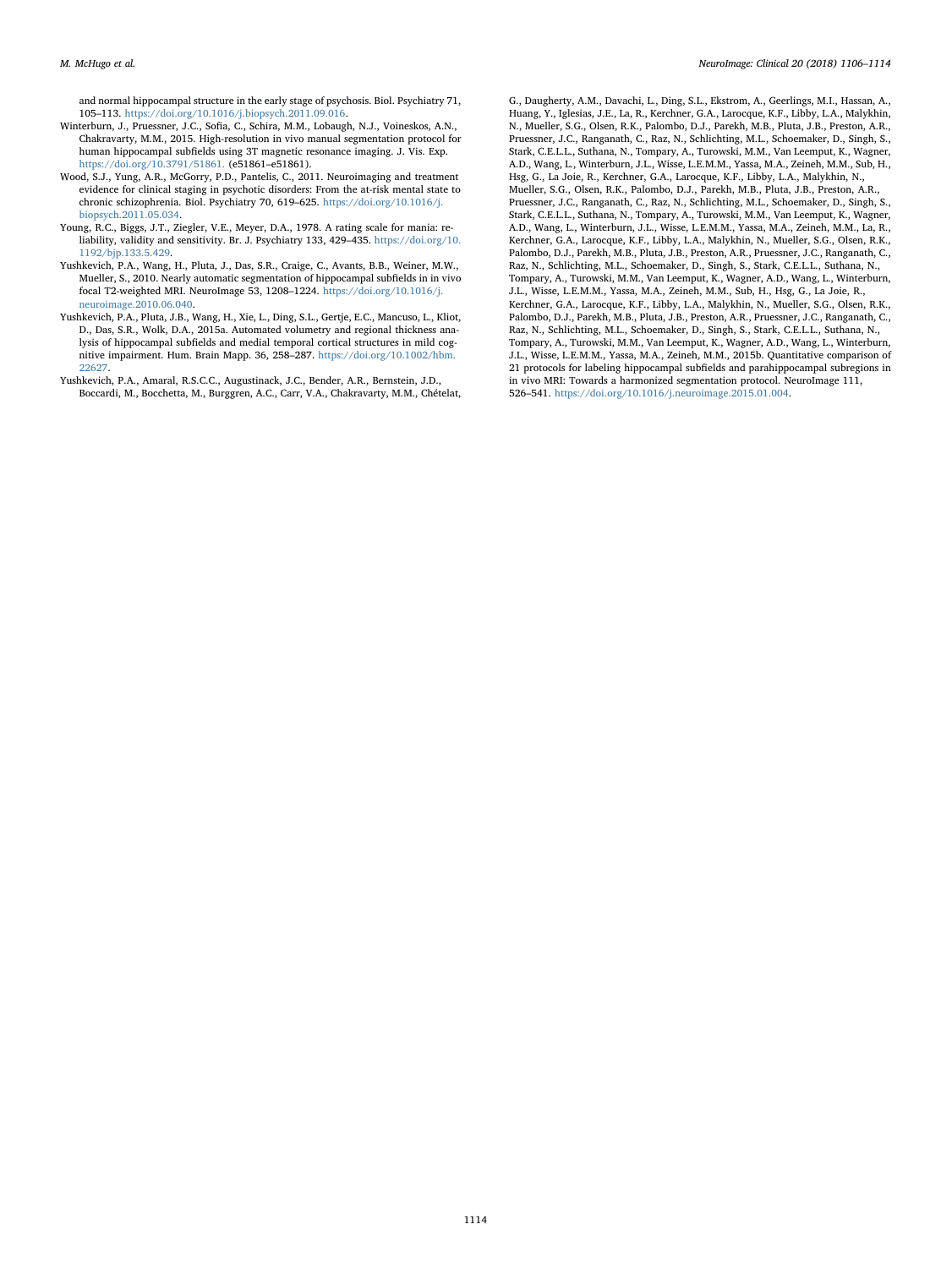and normal hippocampal structure in the early stage of psychosis. Biol. Psychiatry 71, 105–113. https://doi.org/10.1016/j.biopsych.2011.09.016.

Winterburn, J., Pruessner, J.C., Sofia, C., Schira, M.M., Lobaugh, N.J., Voineskos, A.N., Chakravarty, M.M., 2015. High-resolution in vivo manual segmentation protocol for human hippocampal subfields using 3T magnetic resonance imaging. J. Vis. Exp. https://doi.org/10.3791/51861. (e51861–e51861).

Wood, S.J., Yung, A.R., McGorry, P.D., Pantelis, C., 2011. Neuroimaging and treatment evidence for clinical staging in psychotic disorders: From the at-risk mental state to chronic schizophrenia. Biol. Psychiatry 70, 619–625. https://doi.org/10.1016/j.biopsych.2011.05.034.

Young, R.C., Biggs, J.T., Ziegler, V.E., Meyer, D.A., 1978. A rating scale for mania: reliability, validity and sensitivity. Br. J. Psychiatry 133, 429–435. https://doi.org/10.1192/bjp.133.5.429.

Yushkevich, P.A., Wang, H., Pluta, J., Das, S.R., Craige, C., Avants, B.B., Weiner, M.W., Mueller, S., 2010. Nearly automatic segmentation of hippocampal subfields in in vivo focal T2-weighted MRI. NeuroImage 53, 1208–1224. https://doi.org/10.1016/j.neuroimage.2010.06.040.

Yushkevich, P.A., Pluta, J.B., Wang, H., Xie, L., Ding, S.L., Gertje, E.C., Mancuso, L., Kliot, D., Das, S.R., Wolk, D.A., 2015a. Automated volumetry and regional thickness analysis of hippocampal subfields and medial temporal cortical structures in mild cognitive impairment. Hum. Brain Mapp. 36, 258–287. https://doi.org/10.1002/hbm.22627.

Yushkevich, P.A., Amaral, R.S.C.C., Augustinack, J.C., Bender, A.R., Bernstein, J.D., Boccardi, M., Bocchetta, M., Burggren, A.C., Carr, V.A., Chakravarty, M.M., Chételat, G., Daugherty, A.M., Davachi, L., Ding, S.L., Ekstrom, A., Geerlings, M.I., Hassan, A., Huang, Y., Iglesias, J.E., La, R., Kerchner, G.A., Larocque, K.F., Libby, L.A., Malykhin, N., Mueller, S.G., Olsen, R.K., Palombo, D.J., Parekh, M.B., Pluta, J.B., Preston, A.R., Pruessner, J.C., Ranganath, C., Raz, N., Schlichting, M.L., Schoemaker, D., Singh, S., Stark, C.E.L.L., Suthana, N., Tompary, A., Turowski, M.M., Van Leemput, K., Wagner, A.D., Wang, L., Winterburn, J.L., Wisse, L.E.M.M., Yassa, M.A., Zeineh, M.M., Sub, H., Hsg, G., La Joie, R., Kerchner, G.A., Larocque, K.F., Libby, L.A., Malykhin, N., Mueller, S.G., Olsen, R.K., Palombo, D.J., Parekh, M.B., Pluta, J.B., Preston, A.R., Pruessner, J.C., Ranganath, C., Raz, N., Schlichting, M.L., Schoemaker, D., Singh, S., Stark, C.E.L.L., Suthana, N., Tompary, A., Turowski, M.M., Van Leemput, K., Wagner, A.D., Wang, L., Winterburn, J.L., Wisse, L.E.M.M., Yassa, M.A., Zeineh, M.M., La, R., Kerchner, G.A., Larocque, K.F., Libby, L.A., Malykhin, N., Mueller, S.G., Olsen, R.K., Palombo, D.J., Parekh, M.B., Pluta, J.B., Preston, A.R., Pruessner, J.C., Ranganath, C., Raz, N., Schlichting, M.L., Schoemaker, D., Singh, S., Stark, C.E.L.L., Suthana, N., Tompary, A., Turowski, M.M., Van Leemput, K., Wagner, A.D., Wang, L., Winterburn, J.L., Wisse, L.E.M.M., Yassa, M.A., Zeineh, M.M., Sub, H., Hsg, G., La Joie, R., Kerchner, G.A., Larocque, K.F., Libby, L.A., Malykhin, N., Mueller, S.G., Olsen, R.K., Palombo, D.J., Parekh, M.B., Pluta, J.B., Preston, A.R., Pruessner, J.C., Ranganath, C., Raz, N., Schlichting, M.L., Schoemaker, D., Singh, S., Stark, C.E.L.L., Suthana, N., Tompary, A., Turowski, M.M., Van Leemput, K., Wagner, A.D., Wang, L., Winterburn, J.L., Wisse, L.E.M.M., Yassa, M.A., Zeineh, M.M., 2015b. Quantitative comparison of 21 protocols for labeling hippocampal subfields and parahippocampal subregions in in vivo MRI: Towards a harmonized segmentation protocol. NeuroImage 111, 526–541. https://doi.org/10.1016/j.neuroimage.2015.01.004.